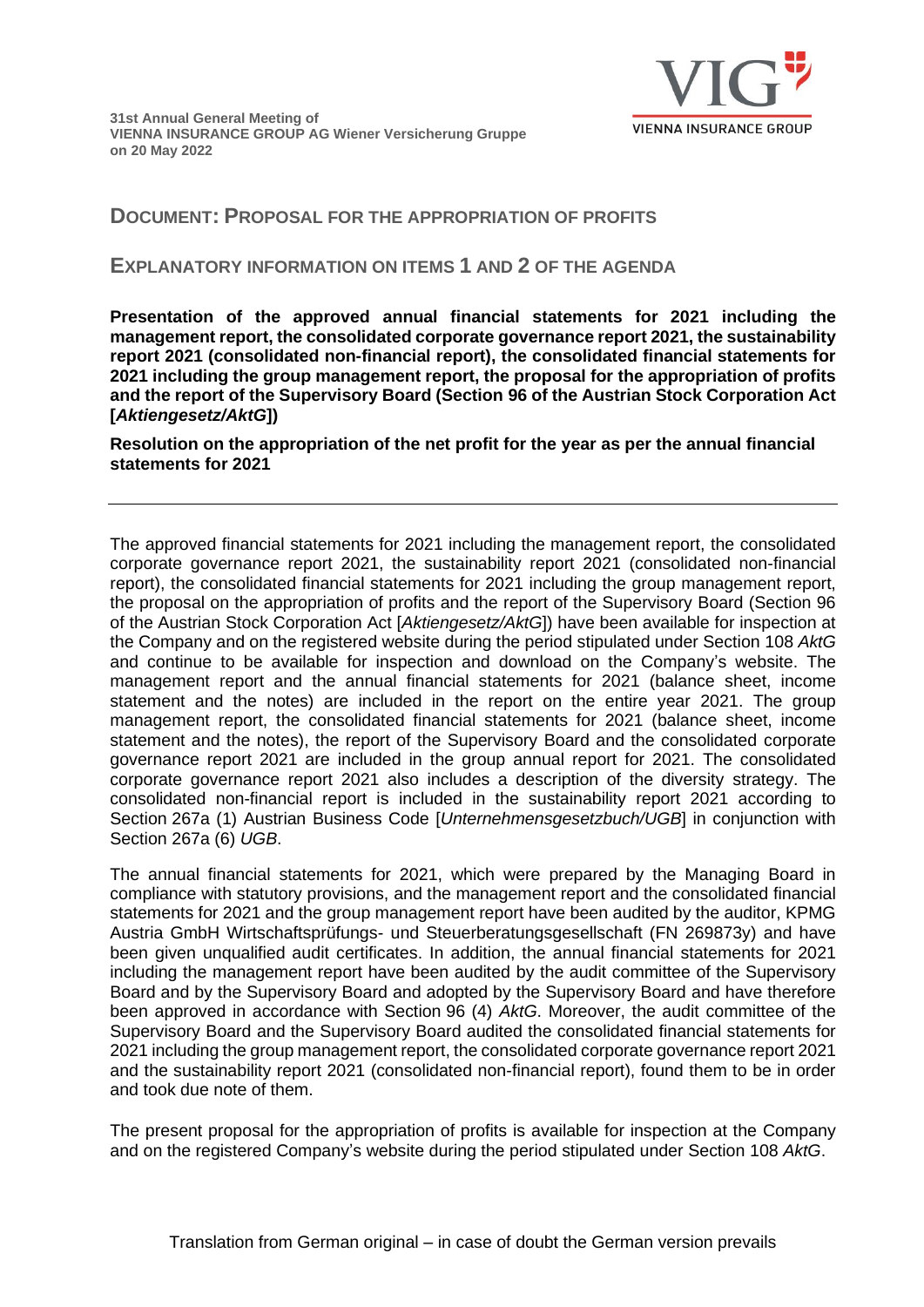**31st Annual General Meeting of**
**VIENNA INSURANCE GROUP AG Wiener Versicherung Gruppe**
**on 20 May 2022**

## DOCUMENT: PROPOSAL FOR THE APPROPRIATION OF PROFITS

## EXPLANATORY INFORMATION ON ITEMS 1 AND 2 OF THE AGENDA

**Presentation of the approved annual financial statements for 2021 including the management report, the consolidated corporate governance report 2021, the sustainability report 2021 (consolidated non-financial report), the consolidated financial statements for 2021 including the group management report, the proposal for the appropriation of profits and the report of the Supervisory Board (Section 96 of the Austrian Stock Corporation Act [*Aktiengesetz/AktG*])**

**Resolution on the appropriation of the net profit for the year as per the annual financial statements for 2021**

---

The approved financial statements for 2021 including the management report, the consolidated corporate governance report 2021, the sustainability report 2021 (consolidated non-financial report), the consolidated financial statements for 2021 including the group management report, the proposal on the appropriation of profits and the report of the Supervisory Board (Section 96 of the Austrian Stock Corporation Act [*Aktiengesetz/AktG*]) have been available for inspection at the Company and on the registered website during the period stipulated under Section 108 *AktG* and continue to be available for inspection and download on the Company's website. The management report and the annual financial statements for 2021 (balance sheet, income statement and the notes) are included in the report on the entire year 2021. The group management report, the consolidated financial statements for 2021 (balance sheet, income statement and the notes), the report of the Supervisory Board and the consolidated corporate governance report 2021 are included in the group annual report for 2021. The consolidated corporate governance report 2021 also includes a description of the diversity strategy. The consolidated non-financial report is included in the sustainability report 2021 according to Section 267a (1) Austrian Business Code [*Unternehmensgesetzbuch/UGB*] in conjunction with Section 267a (6) *UGB*.

The annual financial statements for 2021, which were prepared by the Managing Board in compliance with statutory provisions, and the management report and the consolidated financial statements for 2021 and the group management report have been audited by the auditor, KPMG Austria GmbH Wirtschaftsprüfungs- und Steuerberatungsgesellschaft (FN 269873y) and have been given unqualified audit certificates. In addition, the annual financial statements for 2021 including the management report have been audited by the audit committee of the Supervisory Board and by the Supervisory Board and adopted by the Supervisory Board and have therefore been approved in accordance with Section 96 (4) *AktG*. Moreover, the audit committee of the Supervisory Board and the Supervisory Board audited the consolidated financial statements for 2021 including the group management report, the consolidated corporate governance report 2021 and the sustainability report 2021 (consolidated non-financial report), found them to be in order and took due note of them.

The present proposal for the appropriation of profits is available for inspection at the Company and on the registered Company's website during the period stipulated under Section 108 *AktG*.

Translation from German original – in case of doubt the German version prevails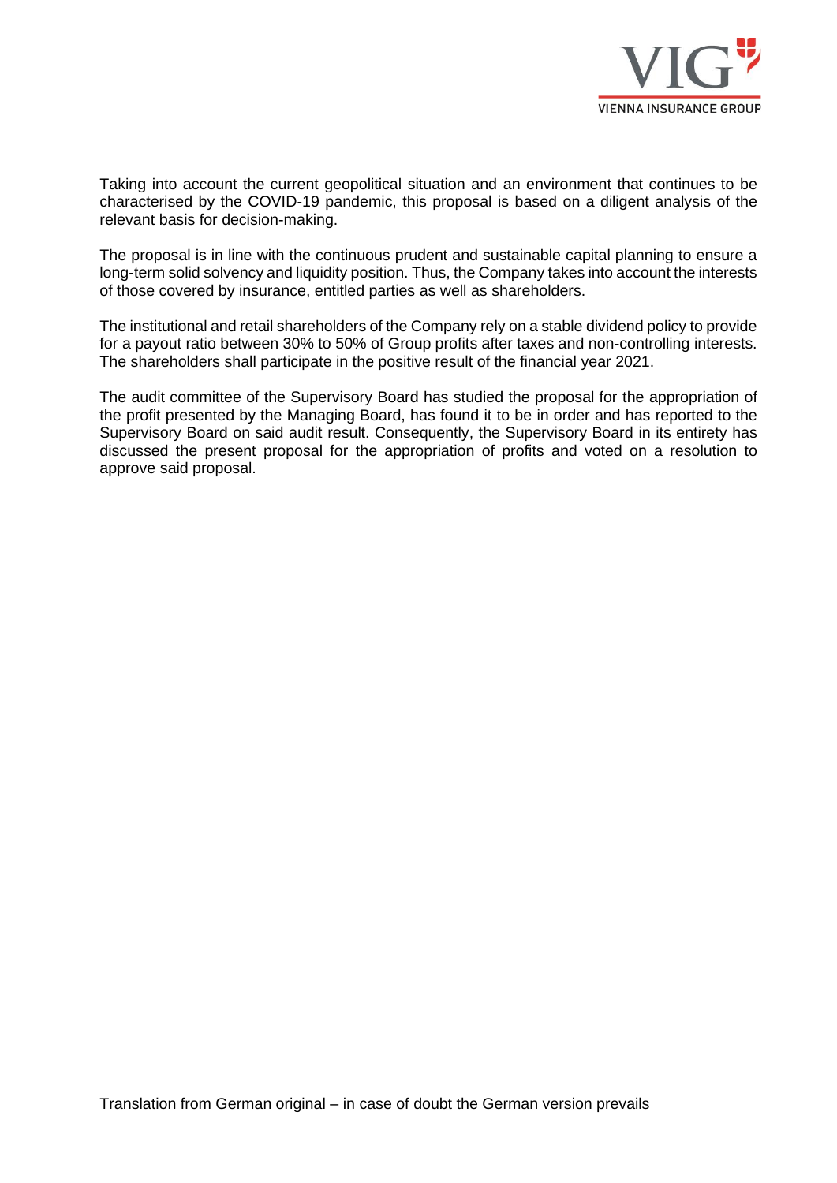Taking into account the current geopolitical situation and an environment that continues to be characterised by the COVID-19 pandemic, this proposal is based on a diligent analysis of the relevant basis for decision-making.

The proposal is in line with the continuous prudent and sustainable capital planning to ensure a long-term solid solvency and liquidity position. Thus, the Company takes into account the interests of those covered by insurance, entitled parties as well as shareholders.

The institutional and retail shareholders of the Company rely on a stable dividend policy to provide for a payout ratio between 30% to 50% of Group profits after taxes and non-controlling interests. The shareholders shall participate in the positive result of the financial year 2021.

The audit committee of the Supervisory Board has studied the proposal for the appropriation of the profit presented by the Managing Board, has found it to be in order and has reported to the Supervisory Board on said audit result. Consequently, the Supervisory Board in its entirety has discussed the present proposal for the appropriation of profits and voted on a resolution to approve said proposal.

Translation from German original – in case of doubt the German version prevails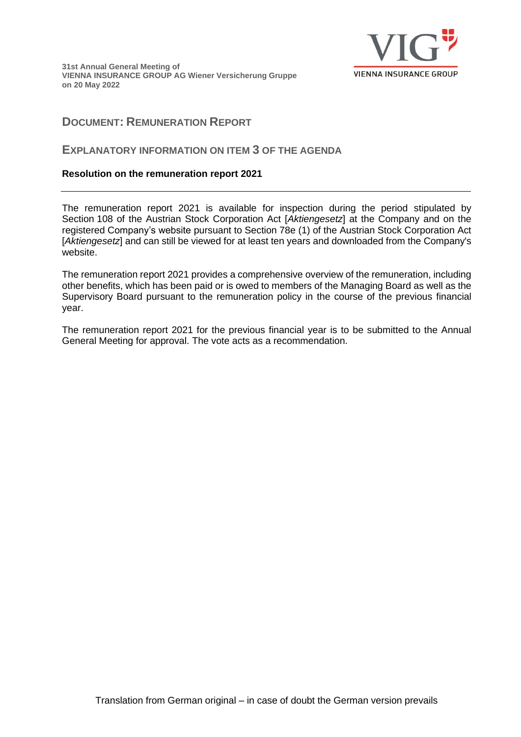**31st Annual General Meeting of**
**VIENNA INSURANCE GROUP AG Wiener Versicherung Gruppe**
**on 20 May 2022**

## DOCUMENT: REMUNERATION REPORT

## EXPLANATORY INFORMATION ON ITEM 3 OF THE AGENDA

**Resolution on the remuneration report 2021**

---

The remuneration report 2021 is available for inspection during the period stipulated by Section 108 of the Austrian Stock Corporation Act [*Aktiengesetz*] at the Company and on the registered Company's website pursuant to Section 78e (1) of the Austrian Stock Corporation Act [*Aktiengesetz*] and can still be viewed for at least ten years and downloaded from the Company's website.

The remuneration report 2021 provides a comprehensive overview of the remuneration, including other benefits, which has been paid or is owed to members of the Managing Board as well as the Supervisory Board pursuant to the remuneration policy in the course of the previous financial year.

The remuneration report 2021 for the previous financial year is to be submitted to the Annual General Meeting for approval. The vote acts as a recommendation.

Translation from German original – in case of doubt the German version prevails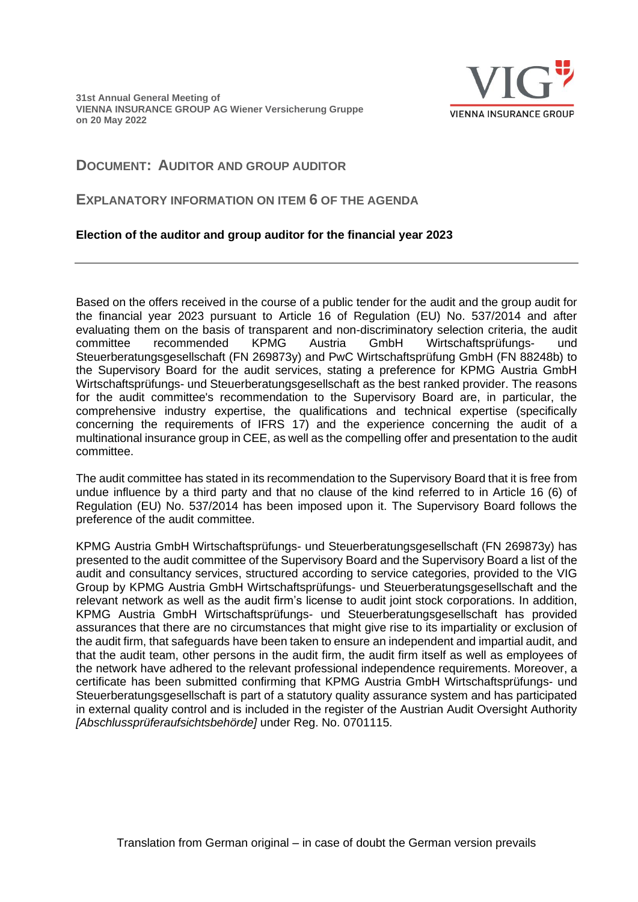31st Annual General Meeting of
VIENNA INSURANCE GROUP AG Wiener Versicherung Gruppe
on 20 May 2022

## DOCUMENT: AUDITOR AND GROUP AUDITOR

## EXPLANATORY INFORMATION ON ITEM 6 OF THE AGENDA

**Election of the auditor and group auditor for the financial year 2023**

---

Based on the offers received in the course of a public tender for the audit and the group audit for the financial year 2023 pursuant to Article 16 of Regulation (EU) No. 537/2014 and after evaluating them on the basis of transparent and non-discriminatory selection criteria, the audit committee recommended KPMG Austria GmbH Wirtschaftsprüfungs- und Steuerberatungsgesellschaft (FN 269873y) and PwC Wirtschaftsprüfung GmbH (FN 88248b) to the Supervisory Board for the audit services, stating a preference for KPMG Austria GmbH Wirtschaftsprüfungs- und Steuerberatungsgesellschaft as the best ranked provider. The reasons for the audit committee's recommendation to the Supervisory Board are, in particular, the comprehensive industry expertise, the qualifications and technical expertise (specifically concerning the requirements of IFRS 17) and the experience concerning the audit of a multinational insurance group in CEE, as well as the compelling offer and presentation to the audit committee.

The audit committee has stated in its recommendation to the Supervisory Board that it is free from undue influence by a third party and that no clause of the kind referred to in Article 16 (6) of Regulation (EU) No. 537/2014 has been imposed upon it. The Supervisory Board follows the preference of the audit committee.

KPMG Austria GmbH Wirtschaftsprüfungs- und Steuerberatungsgesellschaft (FN 269873y) has presented to the audit committee of the Supervisory Board and the Supervisory Board a list of the audit and consultancy services, structured according to service categories, provided to the VIG Group by KPMG Austria GmbH Wirtschaftsprüfungs- und Steuerberatungsgesellschaft and the relevant network as well as the audit firm's license to audit joint stock corporations. In addition, KPMG Austria GmbH Wirtschaftsprüfungs- und Steuerberatungsgesellschaft has provided assurances that there are no circumstances that might give rise to its impartiality or exclusion of the audit firm, that safeguards have been taken to ensure an independent and impartial audit, and that the audit team, other persons in the audit firm, the audit firm itself as well as employees of the network have adhered to the relevant professional independence requirements. Moreover, a certificate has been submitted confirming that KPMG Austria GmbH Wirtschaftsprüfungs- und Steuerberatungsgesellschaft is part of a statutory quality assurance system and has participated in external quality control and is included in the register of the Austrian Audit Oversight Authority *[Abschlussprüferaufsichtsbehörde]* under Reg. No. 0701115.

Translation from German original – in case of doubt the German version prevails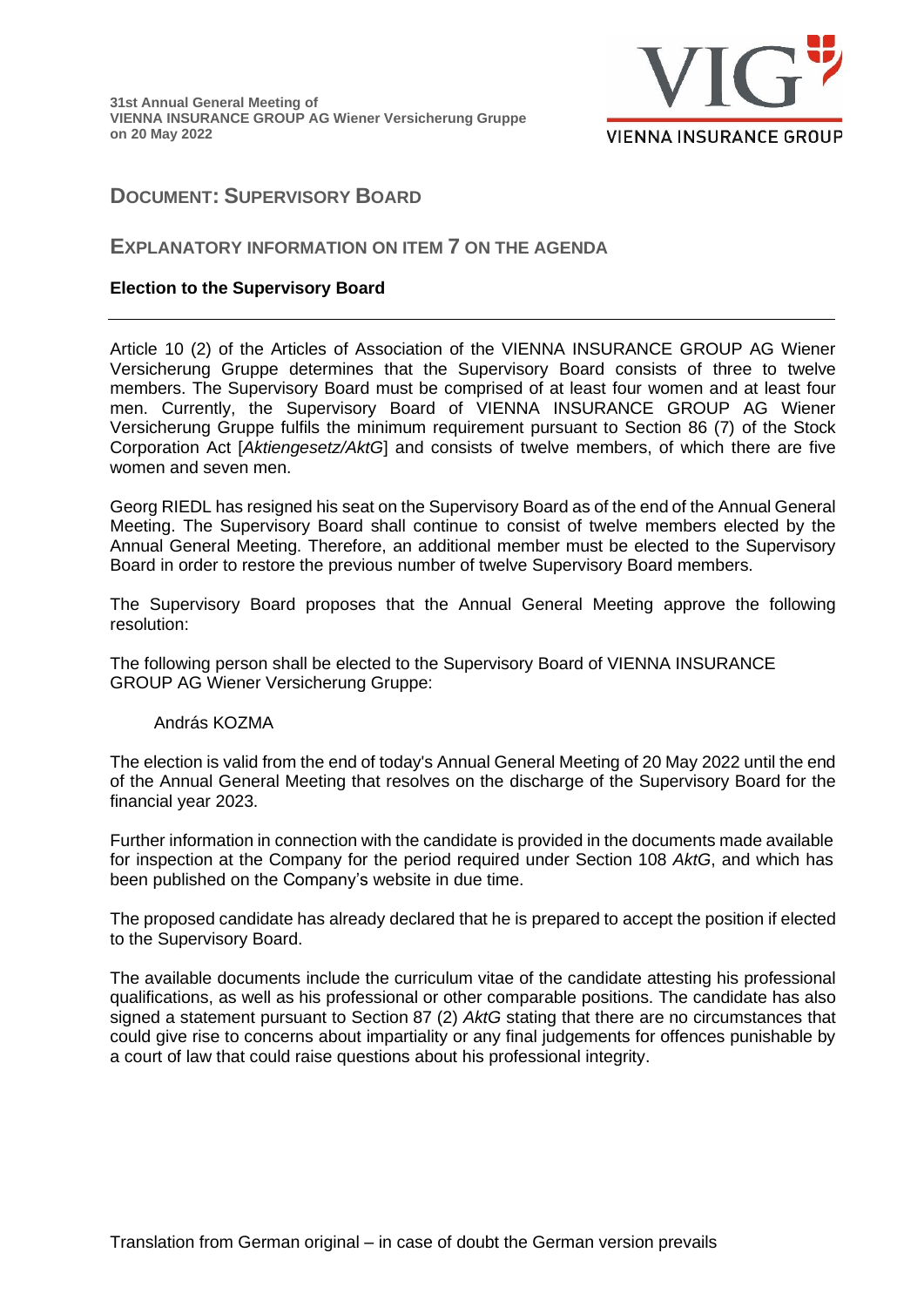31st Annual General Meeting of
VIENNA INSURANCE GROUP AG Wiener Versicherung Gruppe
on 20 May 2022

## Document: Supervisory Board

## Explanatory Information on Item 7 on the Agenda

**Election to the Supervisory Board**

---

Article 10 (2) of the Articles of Association of the VIENNA INSURANCE GROUP AG Wiener Versicherung Gruppe determines that the Supervisory Board consists of three to twelve members. The Supervisory Board must be comprised of at least four women and at least four men. Currently, the Supervisory Board of VIENNA INSURANCE GROUP AG Wiener Versicherung Gruppe fulfils the minimum requirement pursuant to Section 86 (7) of the Stock Corporation Act [*Aktiengesetz/AktG*] and consists of twelve members, of which there are five women and seven men.

Georg RIEDL has resigned his seat on the Supervisory Board as of the end of the Annual General Meeting. The Supervisory Board shall continue to consist of twelve members elected by the Annual General Meeting. Therefore, an additional member must be elected to the Supervisory Board in order to restore the previous number of twelve Supervisory Board members.

The Supervisory Board proposes that the Annual General Meeting approve the following resolution:

The following person shall be elected to the Supervisory Board of VIENNA INSURANCE GROUP AG Wiener Versicherung Gruppe:

András KOZMA

The election is valid from the end of today's Annual General Meeting of 20 May 2022 until the end of the Annual General Meeting that resolves on the discharge of the Supervisory Board for the financial year 2023.

Further information in connection with the candidate is provided in the documents made available for inspection at the Company for the period required under Section 108 *AktG*, and which has been published on the Company's website in due time.

The proposed candidate has already declared that he is prepared to accept the position if elected to the Supervisory Board.

The available documents include the curriculum vitae of the candidate attesting his professional qualifications, as well as his professional or other comparable positions. The candidate has also signed a statement pursuant to Section 87 (2) *AktG* stating that there are no circumstances that could give rise to concerns about impartiality or any final judgements for offences punishable by a court of law that could raise questions about his professional integrity.

Translation from German original – in case of doubt the German version prevails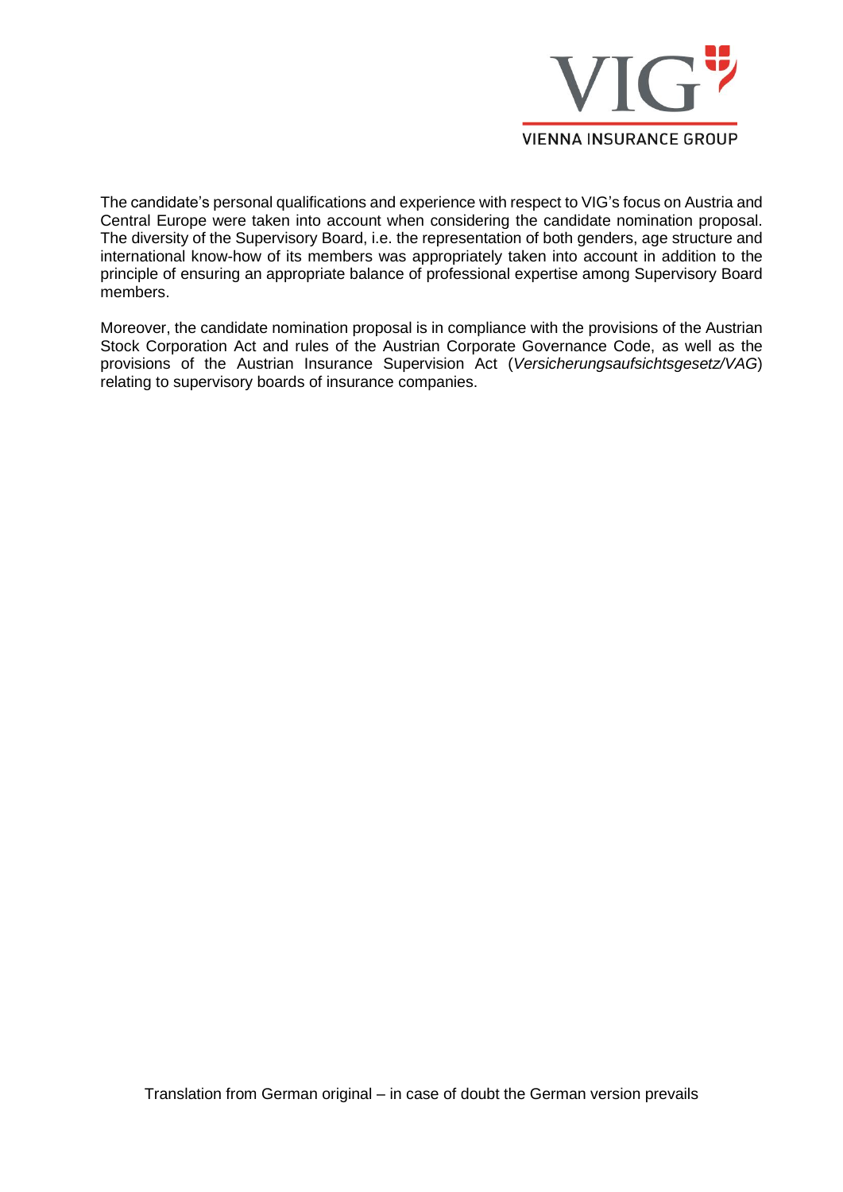The candidate's personal qualifications and experience with respect to VIG's focus on Austria and Central Europe were taken into account when considering the candidate nomination proposal. The diversity of the Supervisory Board, i.e. the representation of both genders, age structure and international know-how of its members was appropriately taken into account in addition to the principle of ensuring an appropriate balance of professional expertise among Supervisory Board members.

Moreover, the candidate nomination proposal is in compliance with the provisions of the Austrian Stock Corporation Act and rules of the Austrian Corporate Governance Code, as well as the provisions of the Austrian Insurance Supervision Act (*Versicherungsaufsichtsgesetz/VAG*) relating to supervisory boards of insurance companies.

Translation from German original – in case of doubt the German version prevails